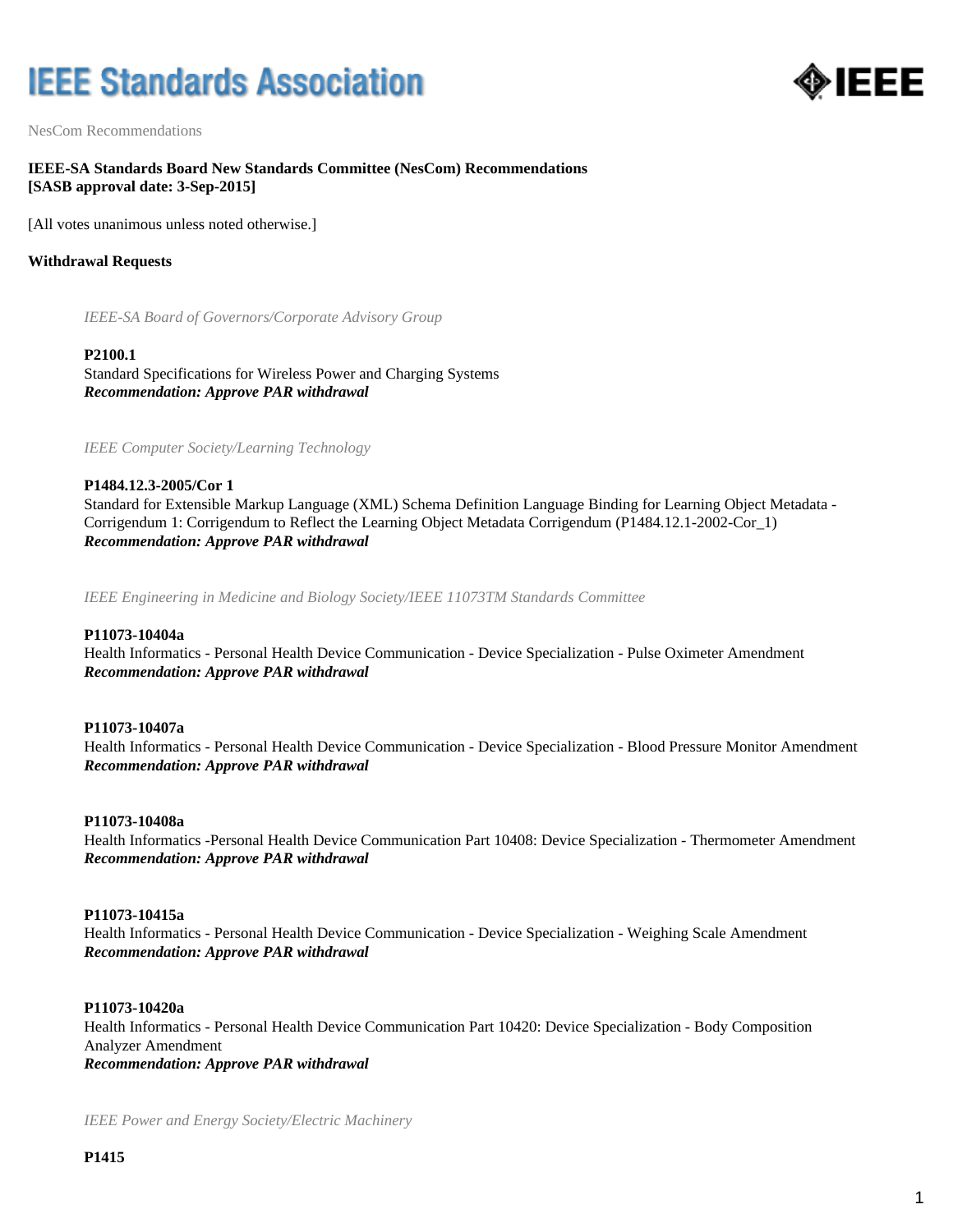# IEEE Standards Association

NesCom Recommendations

**IEEE-SA Standards Board New Standards Committee (NesCom) Recommendations**
**[SASB approval date: 3-Sep-2015]**

[All votes unanimous unless noted otherwise.]

**Withdrawal Requests**

*IEEE-SA Board of Governors/Corporate Advisory Group*

**P2100.1**
Standard Specifications for Wireless Power and Charging Systems
***Recommendation: Approve PAR withdrawal***

*IEEE Computer Society/Learning Technology*

**P1484.12.3-2005/Cor 1**
Standard for Extensible Markup Language (XML) Schema Definition Language Binding for Learning Object Metadata - Corrigendum 1: Corrigendum to Reflect the Learning Object Metadata Corrigendum (P1484.12.1-2002-Cor_1)
***Recommendation: Approve PAR withdrawal***

*IEEE Engineering in Medicine and Biology Society/IEEE 11073TM Standards Committee*

**P11073-10404a**
Health Informatics - Personal Health Device Communication - Device Specialization - Pulse Oximeter Amendment
***Recommendation: Approve PAR withdrawal***

**P11073-10407a**
Health Informatics - Personal Health Device Communication - Device Specialization - Blood Pressure Monitor Amendment
***Recommendation: Approve PAR withdrawal***

**P11073-10408a**
Health Informatics -Personal Health Device Communication Part 10408: Device Specialization - Thermometer Amendment
***Recommendation: Approve PAR withdrawal***

**P11073-10415a**
Health Informatics - Personal Health Device Communication - Device Specialization - Weighing Scale Amendment
***Recommendation: Approve PAR withdrawal***

**P11073-10420a**
Health Informatics - Personal Health Device Communication Part 10420: Device Specialization - Body Composition Analyzer Amendment
***Recommendation: Approve PAR withdrawal***

*IEEE Power and Energy Society/Electric Machinery*

**P1415**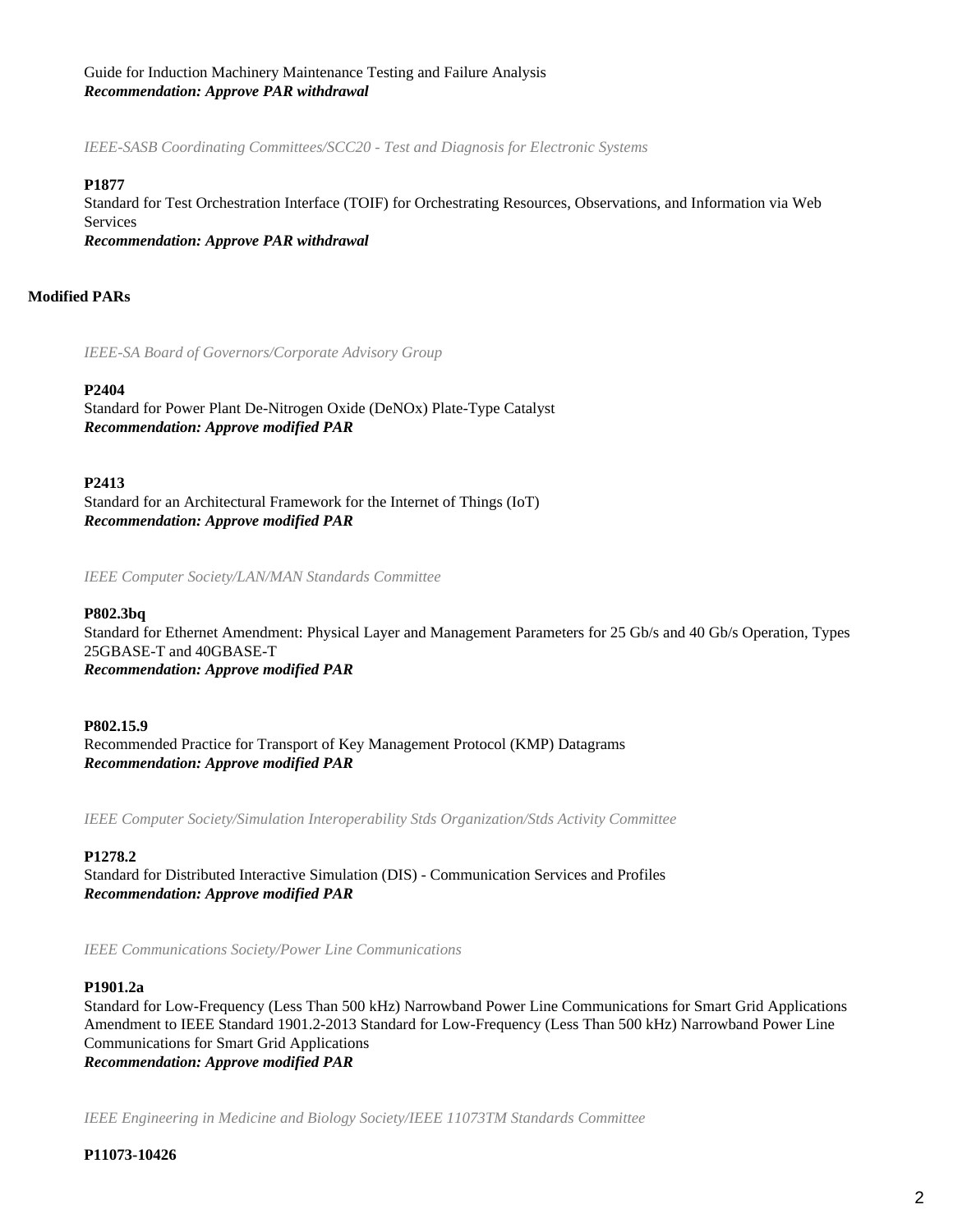Guide for Induction Machinery Maintenance Testing and Failure Analysis
***Recommendation: Approve PAR withdrawal***

*IEEE-SASB Coordinating Committees/SCC20 - Test and Diagnosis for Electronic Systems*

**P1877**
Standard for Test Orchestration Interface (TOIF) for Orchestrating Resources, Observations, and Information via Web Services
***Recommendation: Approve PAR withdrawal***

**Modified PARs**

*IEEE-SA Board of Governors/Corporate Advisory Group*

**P2404**
Standard for Power Plant De-Nitrogen Oxide (DeNOx) Plate-Type Catalyst
***Recommendation: Approve modified PAR***

**P2413**
Standard for an Architectural Framework for the Internet of Things (IoT)
***Recommendation: Approve modified PAR***

*IEEE Computer Society/LAN/MAN Standards Committee*

**P802.3bq**
Standard for Ethernet Amendment: Physical Layer and Management Parameters for 25 Gb/s and 40 Gb/s Operation, Types 25GBASE-T and 40GBASE-T
***Recommendation: Approve modified PAR***

**P802.15.9**
Recommended Practice for Transport of Key Management Protocol (KMP) Datagrams
***Recommendation: Approve modified PAR***

*IEEE Computer Society/Simulation Interoperability Stds Organization/Stds Activity Committee*

**P1278.2**
Standard for Distributed Interactive Simulation (DIS) - Communication Services and Profiles
***Recommendation: Approve modified PAR***

*IEEE Communications Society/Power Line Communications*

**P1901.2a**
Standard for Low-Frequency (Less Than 500 kHz) Narrowband Power Line Communications for Smart Grid Applications Amendment to IEEE Standard 1901.2-2013 Standard for Low-Frequency (Less Than 500 kHz) Narrowband Power Line Communications for Smart Grid Applications
***Recommendation: Approve modified PAR***

*IEEE Engineering in Medicine and Biology Society/IEEE 11073TM Standards Committee*

**P11073-10426**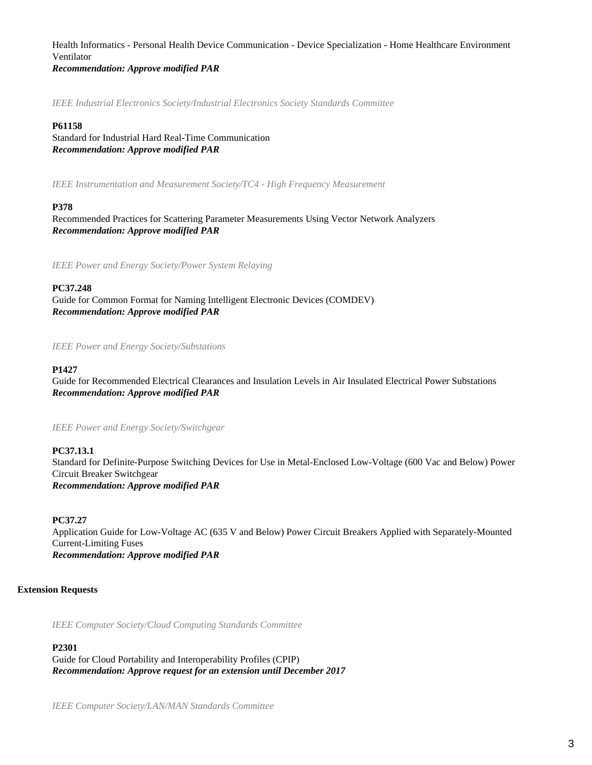Health Informatics - Personal Health Device Communication - Device Specialization - Home Healthcare Environment Ventilator
***Recommendation: Approve modified PAR***

*IEEE Industrial Electronics Society/Industrial Electronics Society Standards Committee*

**P61158**
Standard for Industrial Hard Real-Time Communication
***Recommendation: Approve modified PAR***

*IEEE Instrumentation and Measurement Society/TC4 - High Frequency Measurement*

**P378**
Recommended Practices for Scattering Parameter Measurements Using Vector Network Analyzers
***Recommendation: Approve modified PAR***

*IEEE Power and Energy Society/Power System Relaying*

**PC37.248**
Guide for Common Format for Naming Intelligent Electronic Devices (COMDEV)
***Recommendation: Approve modified PAR***

*IEEE Power and Energy Society/Substations*

**P1427**
Guide for Recommended Electrical Clearances and Insulation Levels in Air Insulated Electrical Power Substations
***Recommendation: Approve modified PAR***

*IEEE Power and Energy Society/Switchgear*

**PC37.13.1**
Standard for Definite-Purpose Switching Devices for Use in Metal-Enclosed Low-Voltage (600 Vac and Below) Power Circuit Breaker Switchgear
***Recommendation: Approve modified PAR***

**PC37.27**
Application Guide for Low-Voltage AC (635 V and Below) Power Circuit Breakers Applied with Separately-Mounted Current-Limiting Fuses
***Recommendation: Approve modified PAR***

**Extension Requests**

*IEEE Computer Society/Cloud Computing Standards Committee*

**P2301**
Guide for Cloud Portability and Interoperability Profiles (CPIP)
***Recommendation: Approve request for an extension until December 2017***

*IEEE Computer Society/LAN/MAN Standards Committee*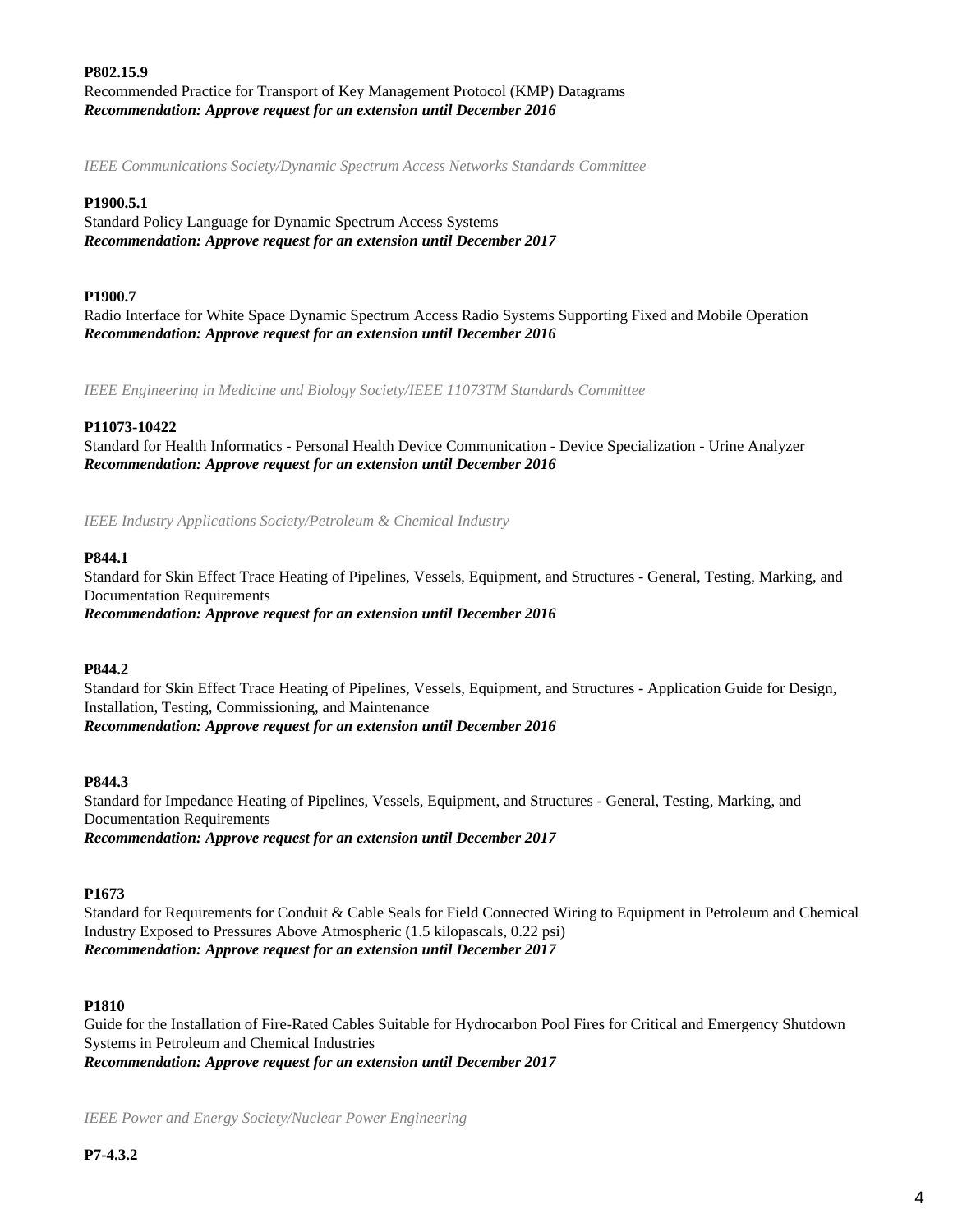**P802.15.9**
Recommended Practice for Transport of Key Management Protocol (KMP) Datagrams
***Recommendation: Approve request for an extension until December 2016***

*IEEE Communications Society/Dynamic Spectrum Access Networks Standards Committee*

**P1900.5.1**
Standard Policy Language for Dynamic Spectrum Access Systems
***Recommendation: Approve request for an extension until December 2017***

**P1900.7**
Radio Interface for White Space Dynamic Spectrum Access Radio Systems Supporting Fixed and Mobile Operation
***Recommendation: Approve request for an extension until December 2016***

*IEEE Engineering in Medicine and Biology Society/IEEE 11073TM Standards Committee*

**P11073-10422**
Standard for Health Informatics - Personal Health Device Communication - Device Specialization - Urine Analyzer
***Recommendation: Approve request for an extension until December 2016***

*IEEE Industry Applications Society/Petroleum & Chemical Industry*

**P844.1**
Standard for Skin Effect Trace Heating of Pipelines, Vessels, Equipment, and Structures - General, Testing, Marking, and Documentation Requirements
***Recommendation: Approve request for an extension until December 2016***

**P844.2**
Standard for Skin Effect Trace Heating of Pipelines, Vessels, Equipment, and Structures - Application Guide for Design, Installation, Testing, Commissioning, and Maintenance
***Recommendation: Approve request for an extension until December 2016***

**P844.3**
Standard for Impedance Heating of Pipelines, Vessels, Equipment, and Structures - General, Testing, Marking, and Documentation Requirements
***Recommendation: Approve request for an extension until December 2017***

**P1673**
Standard for Requirements for Conduit & Cable Seals for Field Connected Wiring to Equipment in Petroleum and Chemical Industry Exposed to Pressures Above Atmospheric (1.5 kilopascals, 0.22 psi)
***Recommendation: Approve request for an extension until December 2017***

**P1810**
Guide for the Installation of Fire-Rated Cables Suitable for Hydrocarbon Pool Fires for Critical and Emergency Shutdown Systems in Petroleum and Chemical Industries
***Recommendation: Approve request for an extension until December 2017***

*IEEE Power and Energy Society/Nuclear Power Engineering*

**P7-4.3.2**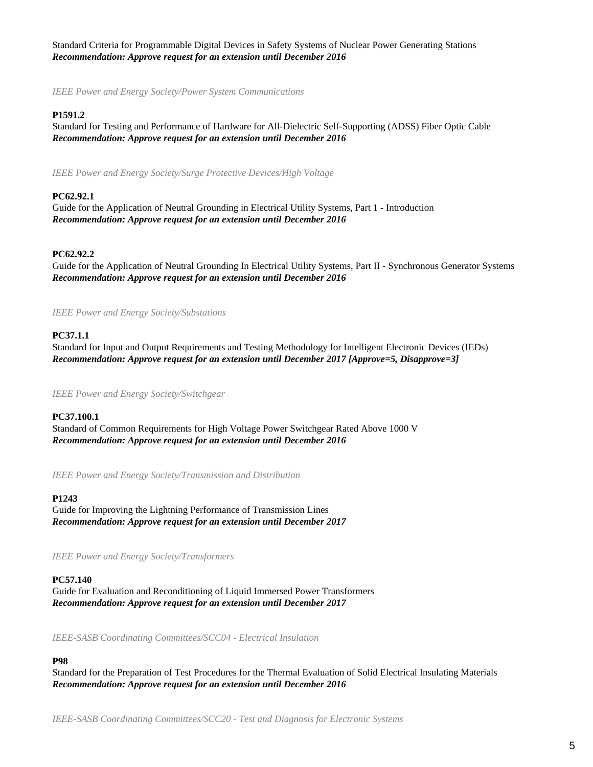Standard Criteria for Programmable Digital Devices in Safety Systems of Nuclear Power Generating Stations
***Recommendation: Approve request for an extension until December 2016***

*IEEE Power and Energy Society/Power System Communications*

**P1591.2**
Standard for Testing and Performance of Hardware for All-Dielectric Self-Supporting (ADSS) Fiber Optic Cable
***Recommendation: Approve request for an extension until December 2016***

*IEEE Power and Energy Society/Surge Protective Devices/High Voltage*

**PC62.92.1**
Guide for the Application of Neutral Grounding in Electrical Utility Systems, Part 1 - Introduction
***Recommendation: Approve request for an extension until December 2016***

**PC62.92.2**
Guide for the Application of Neutral Grounding In Electrical Utility Systems, Part II - Synchronous Generator Systems
***Recommendation: Approve request for an extension until December 2016***

*IEEE Power and Energy Society/Substations*

**PC37.1.1**
Standard for Input and Output Requirements and Testing Methodology for Intelligent Electronic Devices (IEDs)
***Recommendation: Approve request for an extension until December 2017 [Approve=5, Disapprove=3]***

*IEEE Power and Energy Society/Switchgear*

**PC37.100.1**
Standard of Common Requirements for High Voltage Power Switchgear Rated Above 1000 V
***Recommendation: Approve request for an extension until December 2016***

*IEEE Power and Energy Society/Transmission and Distribution*

**P1243**
Guide for Improving the Lightning Performance of Transmission Lines
***Recommendation: Approve request for an extension until December 2017***

*IEEE Power and Energy Society/Transformers*

**PC57.140**
Guide for Evaluation and Reconditioning of Liquid Immersed Power Transformers
***Recommendation: Approve request for an extension until December 2017***

*IEEE-SASB Coordinating Committees/SCC04 - Electrical Insulation*

**P98**
Standard for the Preparation of Test Procedures for the Thermal Evaluation of Solid Electrical Insulating Materials
***Recommendation: Approve request for an extension until December 2016***

*IEEE-SASB Coordinating Committees/SCC20 - Test and Diagnosis for Electronic Systems*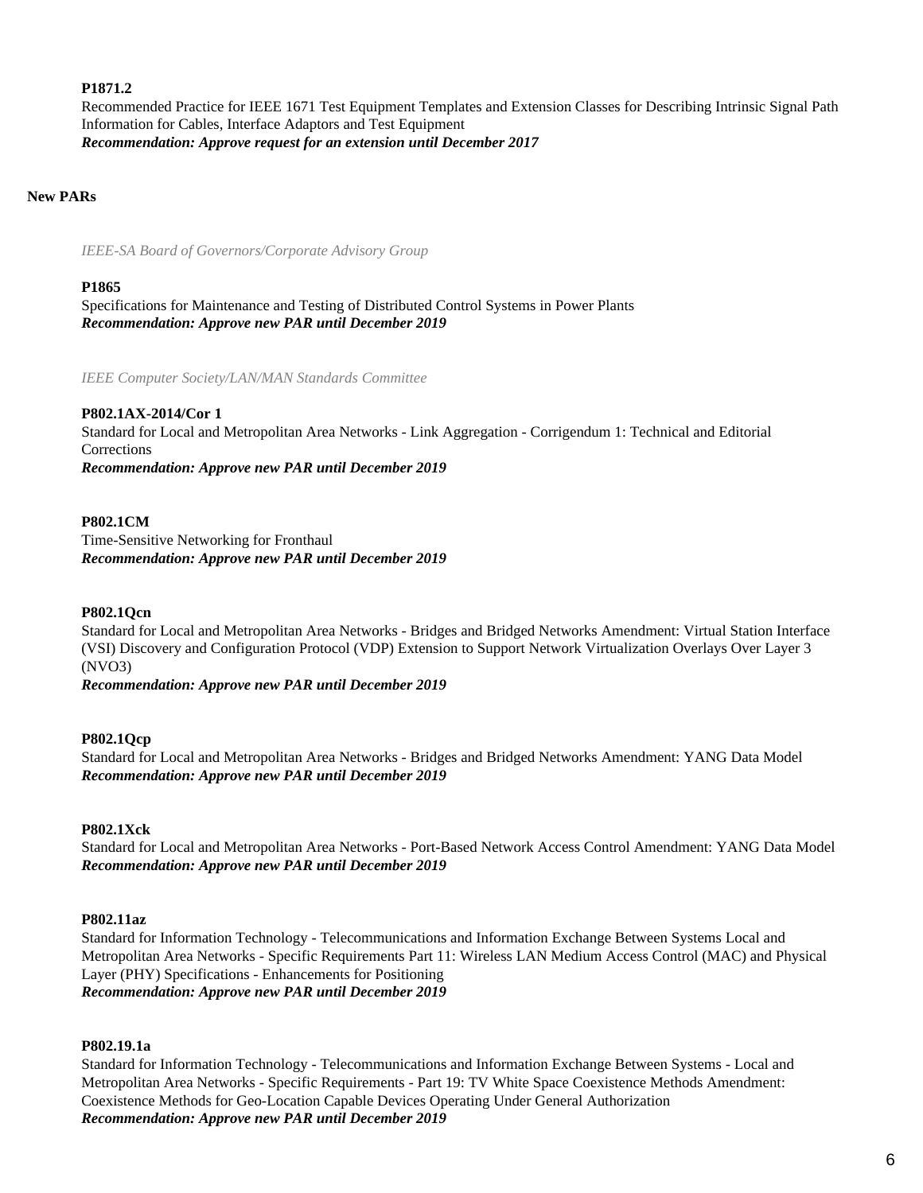**P1871.2**
Recommended Practice for IEEE 1671 Test Equipment Templates and Extension Classes for Describing Intrinsic Signal Path Information for Cables, Interface Adaptors and Test Equipment
***Recommendation: Approve request for an extension until December 2017***

**New PARs**

*IEEE-SA Board of Governors/Corporate Advisory Group*

**P1865**
Specifications for Maintenance and Testing of Distributed Control Systems in Power Plants
***Recommendation: Approve new PAR until December 2019***

*IEEE Computer Society/LAN/MAN Standards Committee*

**P802.1AX-2014/Cor 1**
Standard for Local and Metropolitan Area Networks - Link Aggregation - Corrigendum 1: Technical and Editorial Corrections
***Recommendation: Approve new PAR until December 2019***

**P802.1CM**
Time-Sensitive Networking for Fronthaul
***Recommendation: Approve new PAR until December 2019***

**P802.1Qcn**
Standard for Local and Metropolitan Area Networks - Bridges and Bridged Networks Amendment: Virtual Station Interface (VSI) Discovery and Configuration Protocol (VDP) Extension to Support Network Virtualization Overlays Over Layer 3 (NVO3)
***Recommendation: Approve new PAR until December 2019***

**P802.1Qcp**
Standard for Local and Metropolitan Area Networks - Bridges and Bridged Networks Amendment: YANG Data Model
***Recommendation: Approve new PAR until December 2019***

**P802.1Xck**
Standard for Local and Metropolitan Area Networks - Port-Based Network Access Control Amendment: YANG Data Model
***Recommendation: Approve new PAR until December 2019***

**P802.11az**
Standard for Information Technology - Telecommunications and Information Exchange Between Systems Local and Metropolitan Area Networks - Specific Requirements Part 11: Wireless LAN Medium Access Control (MAC) and Physical Layer (PHY) Specifications - Enhancements for Positioning
***Recommendation: Approve new PAR until December 2019***

**P802.19.1a**
Standard for Information Technology - Telecommunications and Information Exchange Between Systems - Local and Metropolitan Area Networks - Specific Requirements - Part 19: TV White Space Coexistence Methods Amendment: Coexistence Methods for Geo-Location Capable Devices Operating Under General Authorization
***Recommendation: Approve new PAR until December 2019***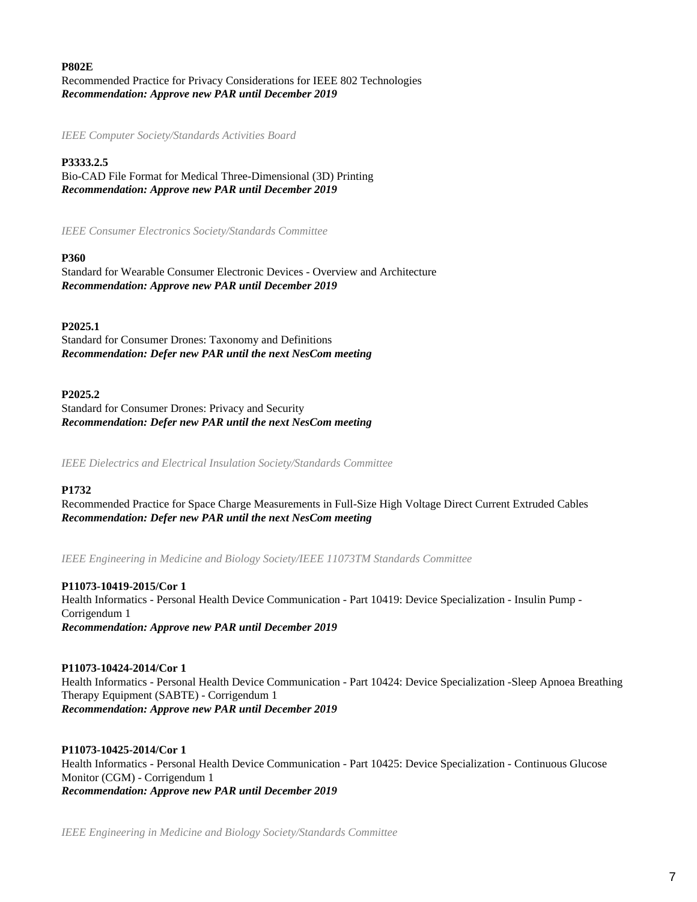**P802E**
Recommended Practice for Privacy Considerations for IEEE 802 Technologies
***Recommendation: Approve new PAR until December 2019***

*IEEE Computer Society/Standards Activities Board*

**P3333.2.5**
Bio-CAD File Format for Medical Three-Dimensional (3D) Printing
***Recommendation: Approve new PAR until December 2019***

*IEEE Consumer Electronics Society/Standards Committee*

**P360**
Standard for Wearable Consumer Electronic Devices - Overview and Architecture
***Recommendation: Approve new PAR until December 2019***

**P2025.1**
Standard for Consumer Drones: Taxonomy and Definitions
***Recommendation: Defer new PAR until the next NesCom meeting***

**P2025.2**
Standard for Consumer Drones: Privacy and Security
***Recommendation: Defer new PAR until the next NesCom meeting***

*IEEE Dielectrics and Electrical Insulation Society/Standards Committee*

**P1732**
Recommended Practice for Space Charge Measurements in Full-Size High Voltage Direct Current Extruded Cables
***Recommendation: Defer new PAR until the next NesCom meeting***

*IEEE Engineering in Medicine and Biology Society/IEEE 11073TM Standards Committee*

**P11073-10419-2015/Cor 1**
Health Informatics - Personal Health Device Communication - Part 10419: Device Specialization - Insulin Pump - Corrigendum 1
***Recommendation: Approve new PAR until December 2019***

**P11073-10424-2014/Cor 1**
Health Informatics - Personal Health Device Communication - Part 10424: Device Specialization -Sleep Apnoea Breathing Therapy Equipment (SABTE) - Corrigendum 1
***Recommendation: Approve new PAR until December 2019***

**P11073-10425-2014/Cor 1**
Health Informatics - Personal Health Device Communication - Part 10425: Device Specialization - Continuous Glucose Monitor (CGM) - Corrigendum 1
***Recommendation: Approve new PAR until December 2019***

*IEEE Engineering in Medicine and Biology Society/Standards Committee*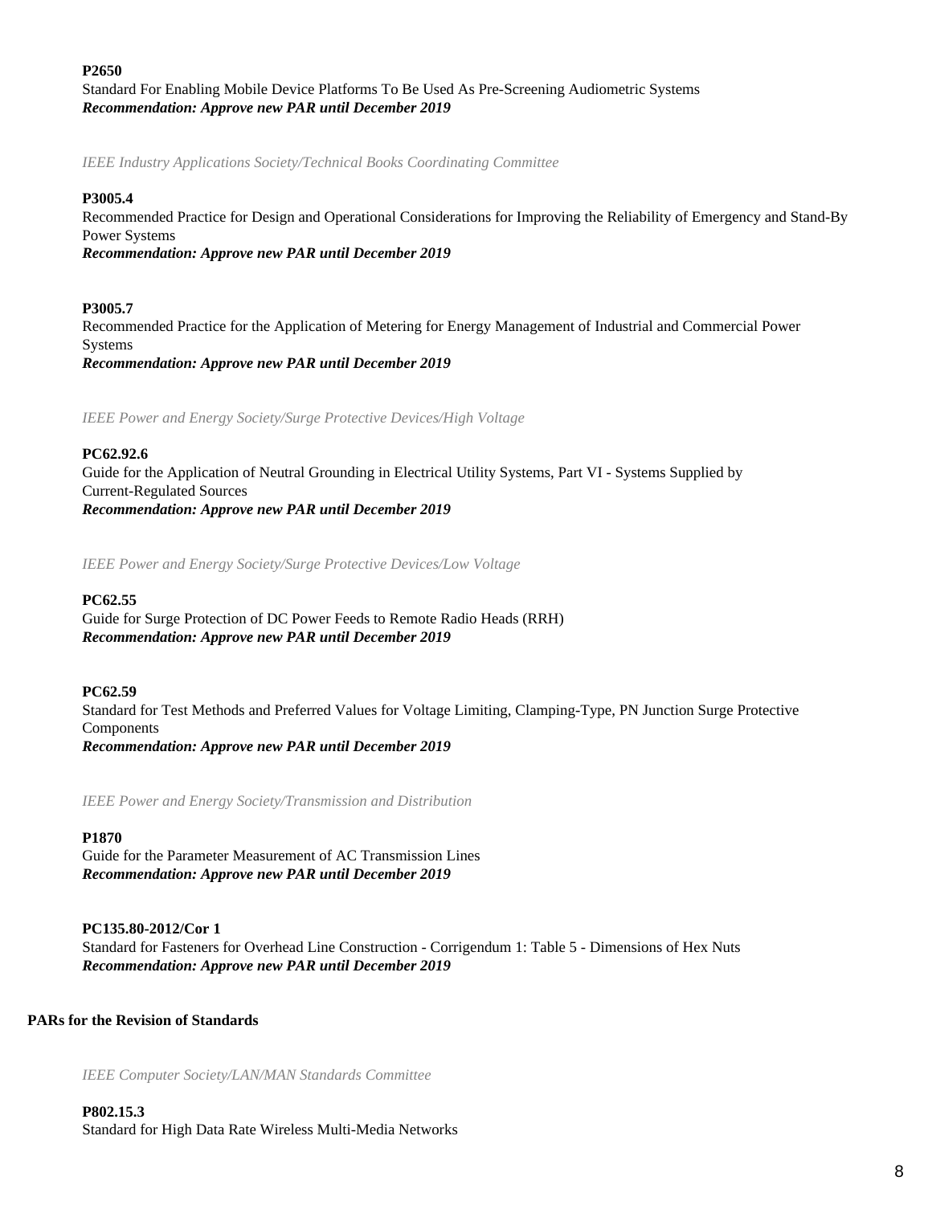**P2650**

Standard For Enabling Mobile Device Platforms To Be Used As Pre-Screening Audiometric Systems

***Recommendation: Approve new PAR until December 2019***

*IEEE Industry Applications Society/Technical Books Coordinating Committee*

**P3005.4**

Recommended Practice for Design and Operational Considerations for Improving the Reliability of Emergency and Stand-By Power Systems

***Recommendation: Approve new PAR until December 2019***

**P3005.7**

Recommended Practice for the Application of Metering for Energy Management of Industrial and Commercial Power Systems

***Recommendation: Approve new PAR until December 2019***

*IEEE Power and Energy Society/Surge Protective Devices/High Voltage*

**PC62.92.6**

Guide for the Application of Neutral Grounding in Electrical Utility Systems, Part VI - Systems Supplied by Current-Regulated Sources

***Recommendation: Approve new PAR until December 2019***

*IEEE Power and Energy Society/Surge Protective Devices/Low Voltage*

**PC62.55**

Guide for Surge Protection of DC Power Feeds to Remote Radio Heads (RRH)

***Recommendation: Approve new PAR until December 2019***

**PC62.59**

Standard for Test Methods and Preferred Values for Voltage Limiting, Clamping-Type, PN Junction Surge Protective Components

***Recommendation: Approve new PAR until December 2019***

*IEEE Power and Energy Society/Transmission and Distribution*

**P1870**

Guide for the Parameter Measurement of AC Transmission Lines

***Recommendation: Approve new PAR until December 2019***

**PC135.80-2012/Cor 1**

Standard for Fasteners for Overhead Line Construction - Corrigendum 1: Table 5 - Dimensions of Hex Nuts

***Recommendation: Approve new PAR until December 2019***

**PARs for the Revision of Standards**

*IEEE Computer Society/LAN/MAN Standards Committee*

**P802.15.3**

Standard for High Data Rate Wireless Multi-Media Networks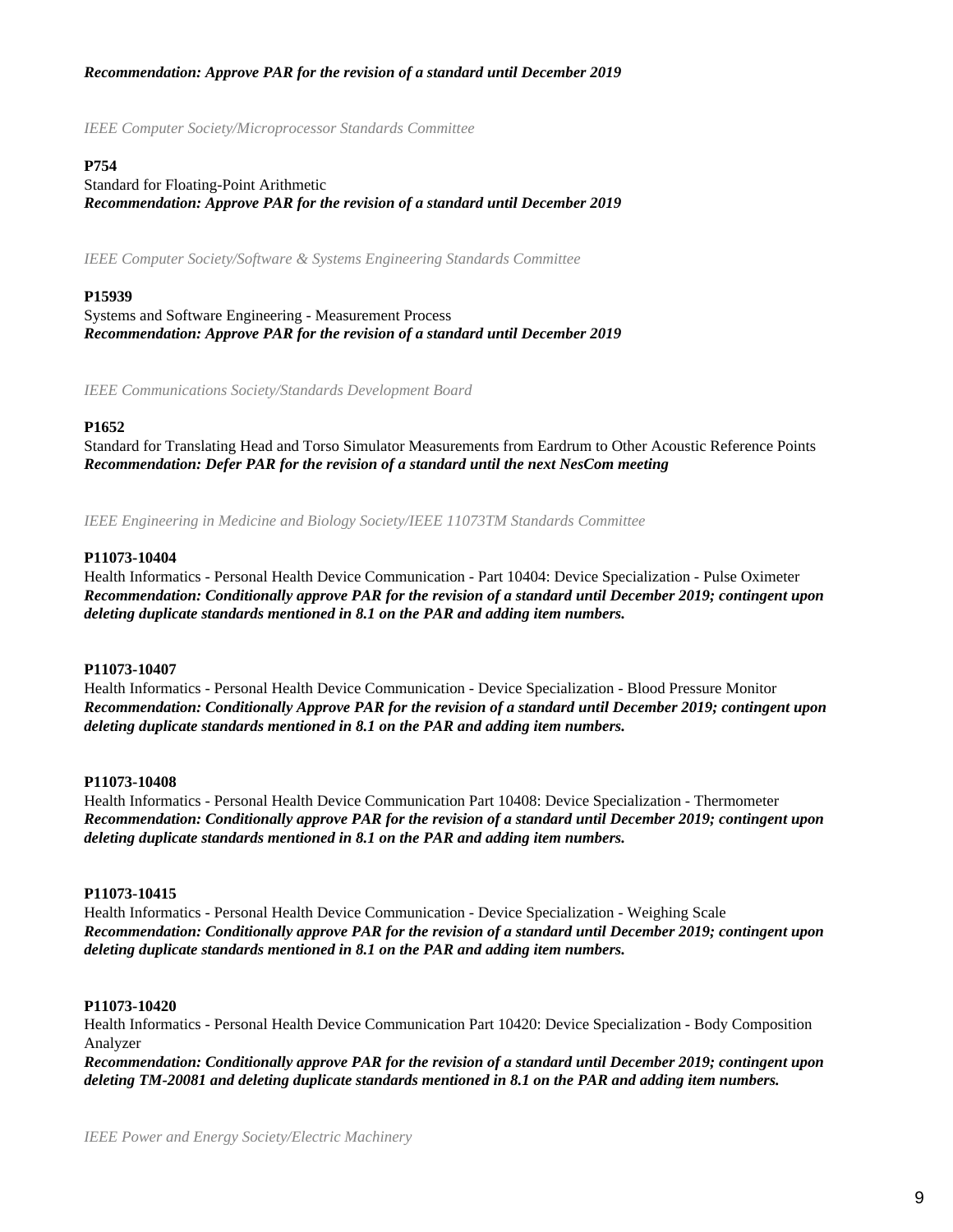***Recommendation: Approve PAR for the revision of a standard until December 2019***

*IEEE Computer Society/Microprocessor Standards Committee*

**P754**

Standard for Floating-Point Arithmetic

***Recommendation: Approve PAR for the revision of a standard until December 2019***

*IEEE Computer Society/Software & Systems Engineering Standards Committee*

**P15939**

Systems and Software Engineering - Measurement Process

***Recommendation: Approve PAR for the revision of a standard until December 2019***

*IEEE Communications Society/Standards Development Board*

**P1652**

Standard for Translating Head and Torso Simulator Measurements from Eardrum to Other Acoustic Reference Points

***Recommendation: Defer PAR for the revision of a standard until the next NesCom meeting***

*IEEE Engineering in Medicine and Biology Society/IEEE 11073TM Standards Committee*

**P11073-10404**

Health Informatics - Personal Health Device Communication - Part 10404: Device Specialization - Pulse Oximeter

***Recommendation: Conditionally approve PAR for the revision of a standard until December 2019; contingent upon deleting duplicate standards mentioned in 8.1 on the PAR and adding item numbers.***

**P11073-10407**

Health Informatics - Personal Health Device Communication - Device Specialization - Blood Pressure Monitor

***Recommendation: Conditionally Approve PAR for the revision of a standard until December 2019; contingent upon deleting duplicate standards mentioned in 8.1 on the PAR and adding item numbers.***

**P11073-10408**

Health Informatics - Personal Health Device Communication Part 10408: Device Specialization - Thermometer

***Recommendation: Conditionally approve PAR for the revision of a standard until December 2019; contingent upon deleting duplicate standards mentioned in 8.1 on the PAR and adding item numbers.***

**P11073-10415**

Health Informatics - Personal Health Device Communication - Device Specialization - Weighing Scale

***Recommendation: Conditionally approve PAR for the revision of a standard until December 2019; contingent upon deleting duplicate standards mentioned in 8.1 on the PAR and adding item numbers.***

**P11073-10420**

Health Informatics - Personal Health Device Communication Part 10420: Device Specialization - Body Composition Analyzer

***Recommendation: Conditionally approve PAR for the revision of a standard until December 2019; contingent upon deleting TM-20081 and deleting duplicate standards mentioned in 8.1 on the PAR and adding item numbers.***

*IEEE Power and Energy Society/Electric Machinery*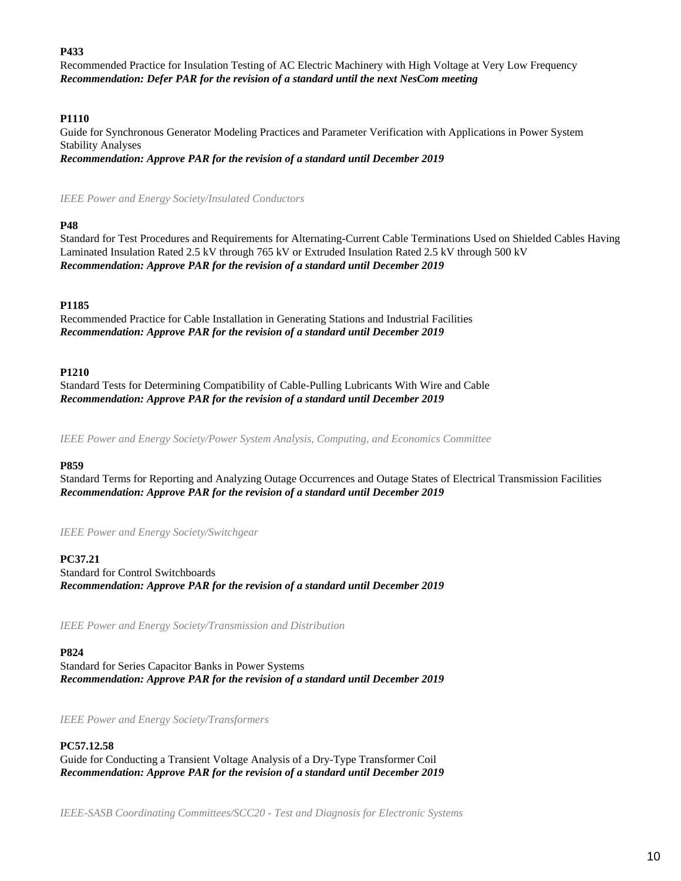**P433**

Recommended Practice for Insulation Testing of AC Electric Machinery with High Voltage at Very Low Frequency

***Recommendation: Defer PAR for the revision of a standard until the next NesCom meeting***

**P1110**

Guide for Synchronous Generator Modeling Practices and Parameter Verification with Applications in Power System Stability Analyses

***Recommendation: Approve PAR for the revision of a standard until December 2019***

*IEEE Power and Energy Society/Insulated Conductors*

**P48**

Standard for Test Procedures and Requirements for Alternating-Current Cable Terminations Used on Shielded Cables Having Laminated Insulation Rated 2.5 kV through 765 kV or Extruded Insulation Rated 2.5 kV through 500 kV

***Recommendation: Approve PAR for the revision of a standard until December 2019***

**P1185**

Recommended Practice for Cable Installation in Generating Stations and Industrial Facilities

***Recommendation: Approve PAR for the revision of a standard until December 2019***

**P1210**

Standard Tests for Determining Compatibility of Cable-Pulling Lubricants With Wire and Cable

***Recommendation: Approve PAR for the revision of a standard until December 2019***

*IEEE Power and Energy Society/Power System Analysis, Computing, and Economics Committee*

**P859**

Standard Terms for Reporting and Analyzing Outage Occurrences and Outage States of Electrical Transmission Facilities

***Recommendation: Approve PAR for the revision of a standard until December 2019***

*IEEE Power and Energy Society/Switchgear*

**PC37.21**

Standard for Control Switchboards

***Recommendation: Approve PAR for the revision of a standard until December 2019***

*IEEE Power and Energy Society/Transmission and Distribution*

**P824**

Standard for Series Capacitor Banks in Power Systems

***Recommendation: Approve PAR for the revision of a standard until December 2019***

*IEEE Power and Energy Society/Transformers*

**PC57.12.58**

Guide for Conducting a Transient Voltage Analysis of a Dry-Type Transformer Coil

***Recommendation: Approve PAR for the revision of a standard until December 2019***

*IEEE-SASB Coordinating Committees/SCC20 - Test and Diagnosis for Electronic Systems*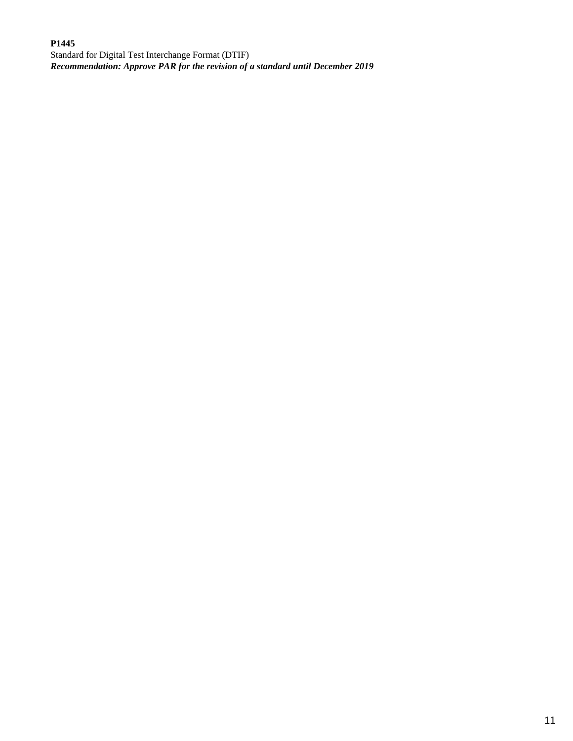**P1445**
Standard for Digital Test Interchange Format (DTIF)
***Recommendation: Approve PAR for the revision of a standard until December 2019***